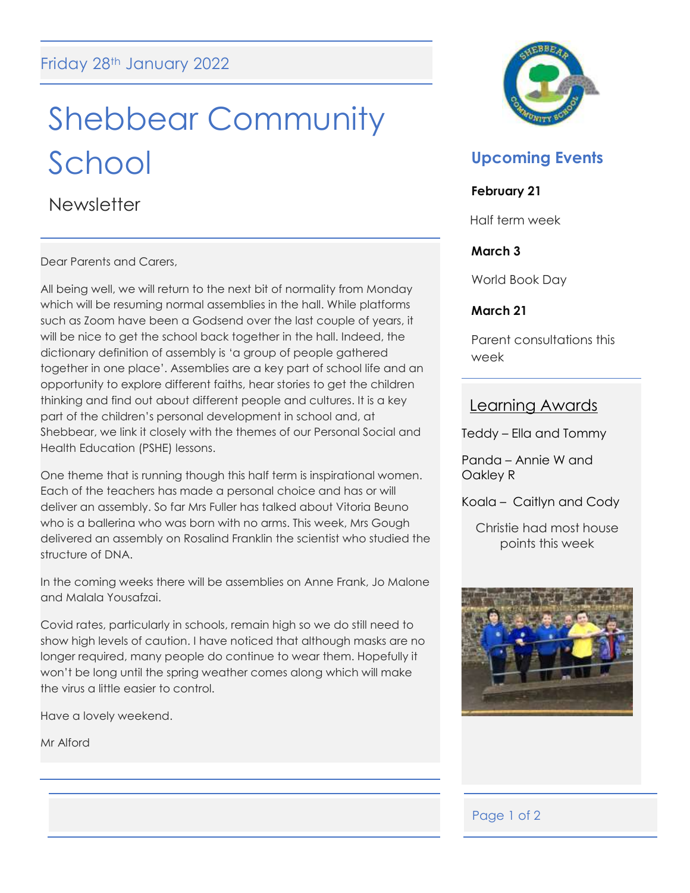Friday 28th January 2022

# Shebbear Community School

## Newsletter

Dear Parents and Carers,

All being well, we will return to the next bit of normality from Monday which will be resuming normal assemblies in the hall. While platforms such as Zoom have been a Godsend over the last couple of years, it will be nice to get the school back together in the hall. Indeed, the dictionary definition of assembly is 'a group of people gathered together in one place'. Assemblies are a key part of school life and an opportunity to explore different faiths, hear stories to get the children thinking and find out about different people and cultures. It is a key part of the children's personal development in school and, at Shebbear, we link it closely with the themes of our Personal Social and Health Education (PSHE) lessons.

One theme that is running though this half term is inspirational women. Each of the teachers has made a personal choice and has or will deliver an assembly. So far Mrs Fuller has talked about Vitoria Beuno who is a ballerina who was born with no arms. This week, Mrs Gough delivered an assembly on Rosalind Franklin the scientist who studied the structure of DNA.

In the coming weeks there will be assemblies on Anne Frank, Jo Malone and Malala Yousafzai.

Covid rates, particularly in schools, remain high so we do still need to show high levels of caution. I have noticed that although masks are no longer required, many people do continue to wear them. Hopefully it won't be long until the spring weather comes along which will make the virus a little easier to control.

Have a lovely weekend.

Mr Alford

## Upcoming Events

**February 21**

Half term week

**March 3**

World Book Day

**March 21**

Parent consultations this week

## Learning Awards

Teddy – Ella and Tommy

Panda – Annie W and Oakley R

Koala – Caitlyn and Cody

Christie had most house points this week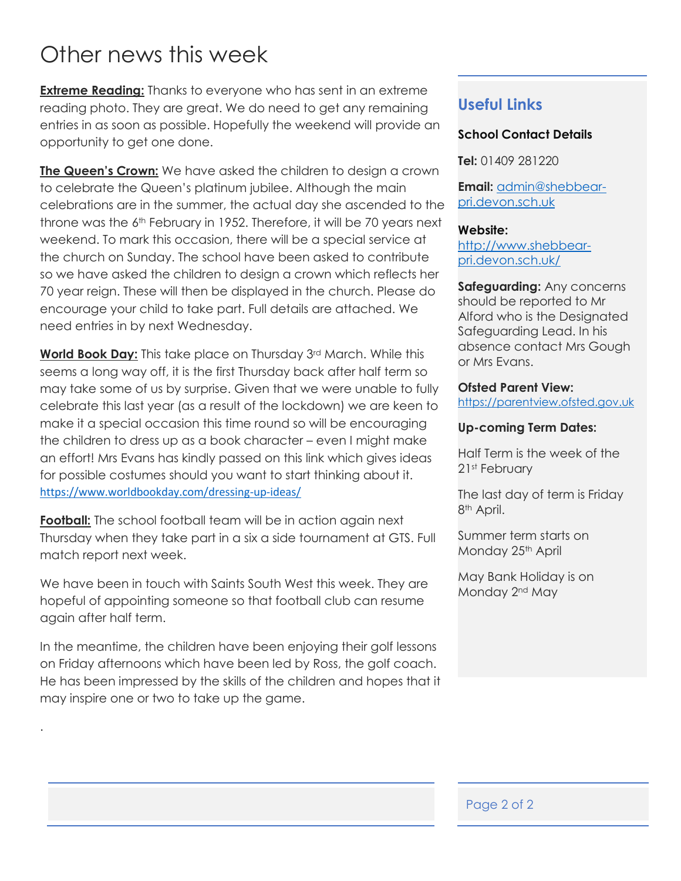# Other news this week

**Extreme Reading:** Thanks to everyone who has sent in an extreme reading photo. They are great. We do need to get any remaining entries in as soon as possible. Hopefully the weekend will provide an opportunity to get one done.

**The Queen's Crown:** We have asked the children to design a crown to celebrate the Queen's platinum jubilee. Although the main celebrations are in the summer, the actual day she ascended to the throne was the 6th February in 1952. Therefore, it will be 70 years next weekend. To mark this occasion, there will be a special service at the church on Sunday. The school have been asked to contribute so we have asked the children to design a crown which reflects her 70 year reign. These will then be displayed in the church. Please do encourage your child to take part. Full details are attached. We need entries in by next Wednesday.

**World Book Day:** This take place on Thursday 3rd March. While this seems a long way off, it is the first Thursday back after half term so may take some of us by surprise. Given that we were unable to fully celebrate this last year (as a result of the lockdown) we are keen to make it a special occasion this time round so will be encouraging the children to dress up as a book character – even I might make an effort! Mrs Evans has kindly passed on this link which gives ideas for possible costumes should you want to start thinking about it. https://www.worldbookday.com/dressing-up-ideas/

**Football:** The school football team will be in action again next Thursday when they take part in a six a side tournament at GTS. Full match report next week.

We have been in touch with Saints South West this week. They are hopeful of appointing someone so that football club can resume again after half term.

In the meantime, the children have been enjoying their golf lessons on Friday afternoons which have been led by Ross, the golf coach. He has been impressed by the skills of the children and hopes that it may inspire one or two to take up the game.

## Useful Links

**School Contact Details**

**Tel:** 01409 281220

**Email:** admin@shebbear-pri.devon.sch.uk

**Website:** http://www.shebbear-pri.devon.sch.uk/

**Safeguarding:** Any concerns should be reported to Mr Alford who is the Designated Safeguarding Lead. In his absence contact Mrs Gough or Mrs Evans.

**Ofsted Parent View:** https://parentview.ofsted.gov.uk

**Up-coming Term Dates:**

Half Term is the week of the 21st February

The last day of term is Friday 8th April.

Summer term starts on Monday 25th April

May Bank Holiday is on Monday 2nd May